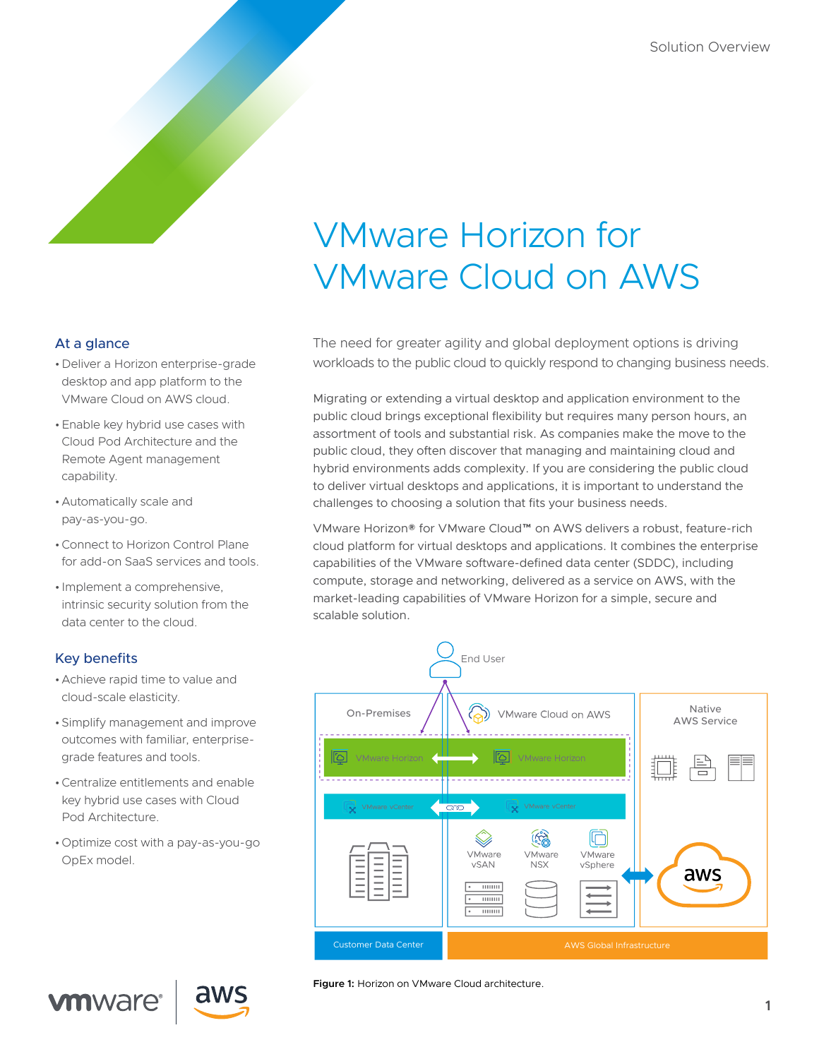# VMware Horizon for VMware Cloud on AWS

## At a glance

- Deliver a Horizon enterprise-grade desktop and app platform to the VMware Cloud on AWS cloud.
- Enable key hybrid use cases with Cloud Pod Architecture and the Remote Agent management capability.
- Automatically scale and pay-as-you-go.
- Connect to Horizon Control Plane for add-on SaaS services and tools.
- Implement a comprehensive, intrinsic security solution from the data center to the cloud.

## Key benefits

- Achieve rapid time to value and cloud-scale elasticity.
- Simplify management and improve outcomes with familiar, enterprise-grade features and tools.
- Centralize entitlements and enable key hybrid use cases with Cloud Pod Architecture.
- Optimize cost with a pay-as-you-go OpEx model.

The need for greater agility and global deployment options is driving workloads to the public cloud to quickly respond to changing business needs.

Migrating or extending a virtual desktop and application environment to the public cloud brings exceptional flexibility but requires many person hours, an assortment of tools and substantial risk. As companies make the move to the public cloud, they often discover that managing and maintaining cloud and hybrid environments adds complexity. If you are considering the public cloud to deliver virtual desktops and applications, it is important to understand the challenges to choosing a solution that fits your business needs.

VMware Horizon® for VMware Cloud™ on AWS delivers a robust, feature-rich cloud platform for virtual desktops and applications. It combines the enterprise capabilities of the VMware software-defined data center (SDDC), including compute, storage and networking, delivered as a service on AWS, with the market-leading capabilities of VMware Horizon for a simple, secure and scalable solution.

**Figure 1:** Horizon on VMware Cloud architecture.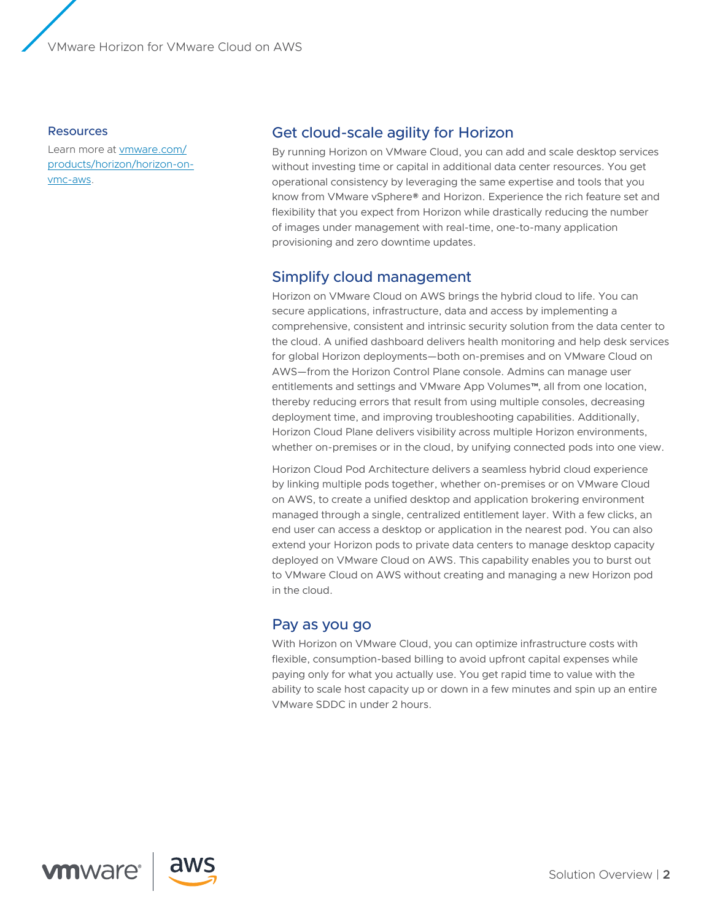## Resources

Learn more at [vmware.com/products/horizon/horizon-on-vmc-aws](vmware.com/products/horizon/horizon-on-vmc-aws).

## Get cloud-scale agility for Horizon

By running Horizon on VMware Cloud, you can add and scale desktop services without investing time or capital in additional data center resources. You get operational consistency by leveraging the same expertise and tools that you know from VMware vSphere® and Horizon. Experience the rich feature set and flexibility that you expect from Horizon while drastically reducing the number of images under management with real-time, one-to-many application provisioning and zero downtime updates.

## Simplify cloud management

Horizon on VMware Cloud on AWS brings the hybrid cloud to life. You can secure applications, infrastructure, data and access by implementing a comprehensive, consistent and intrinsic security solution from the data center to the cloud. A unified dashboard delivers health monitoring and help desk services for global Horizon deployments—both on-premises and on VMware Cloud on AWS—from the Horizon Control Plane console. Admins can manage user entitlements and settings and VMware App Volumes™, all from one location, thereby reducing errors that result from using multiple consoles, decreasing deployment time, and improving troubleshooting capabilities. Additionally, Horizon Cloud Plane delivers visibility across multiple Horizon environments, whether on-premises or in the cloud, by unifying connected pods into one view.

Horizon Cloud Pod Architecture delivers a seamless hybrid cloud experience by linking multiple pods together, whether on-premises or on VMware Cloud on AWS, to create a unified desktop and application brokering environment managed through a single, centralized entitlement layer. With a few clicks, an end user can access a desktop or application in the nearest pod. You can also extend your Horizon pods to private data centers to manage desktop capacity deployed on VMware Cloud on AWS. This capability enables you to burst out to VMware Cloud on AWS without creating and managing a new Horizon pod in the cloud.

## Pay as you go

With Horizon on VMware Cloud, you can optimize infrastructure costs with flexible, consumption-based billing to avoid upfront capital expenses while paying only for what you actually use. You get rapid time to value with the ability to scale host capacity up or down in a few minutes and spin up an entire VMware SDDC in under 2 hours.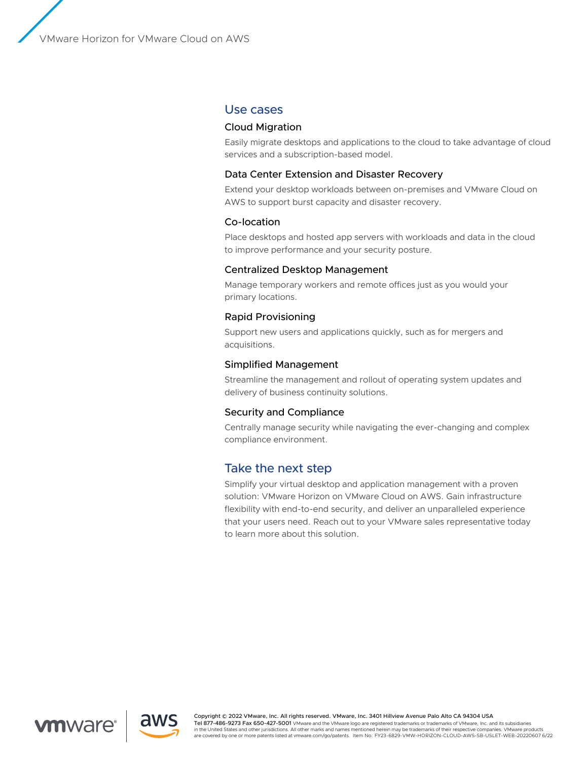## Use cases

### Cloud Migration

Easily migrate desktops and applications to the cloud to take advantage of cloud services and a subscription-based model.

### Data Center Extension and Disaster Recovery

Extend your desktop workloads between on-premises and VMware Cloud on AWS to support burst capacity and disaster recovery.

### Co-location

Place desktops and hosted app servers with workloads and data in the cloud to improve performance and your security posture.

### Centralized Desktop Management

Manage temporary workers and remote offices just as you would your primary locations.

### Rapid Provisioning

Support new users and applications quickly, such as for mergers and acquisitions.

### Simplified Management

Streamline the management and rollout of operating system updates and delivery of business continuity solutions.

### Security and Compliance

Centrally manage security while navigating the ever-changing and complex compliance environment.

## Take the next step

Simplify your virtual desktop and application management with a proven solution: VMware Horizon on VMware Cloud on AWS. Gain infrastructure flexibility with end-to-end security, and deliver an unparalleled experience that your users need. Reach out to your VMware sales representative today to learn more about this solution.

Copyright © 2022 VMware, Inc. All rights reserved. VMware, Inc. 3401 Hillview Avenue Palo Alto CA 94304 USA
Tel 877-486-9273 Fax 650-427-5001 VMware and the VMware logo are registered trademarks or trademarks of VMware, Inc. and its subsidiaries in the United States and other jurisdictions. All other marks and names mentioned herein may be trademarks of their respective companies. VMware products are covered by one or more patents listed at vmware.com/go/patents. Item No: FY23-6829-VMW-HORIZON-CLOUD-AWS-SB-USLET-WEB-20220607 6/22